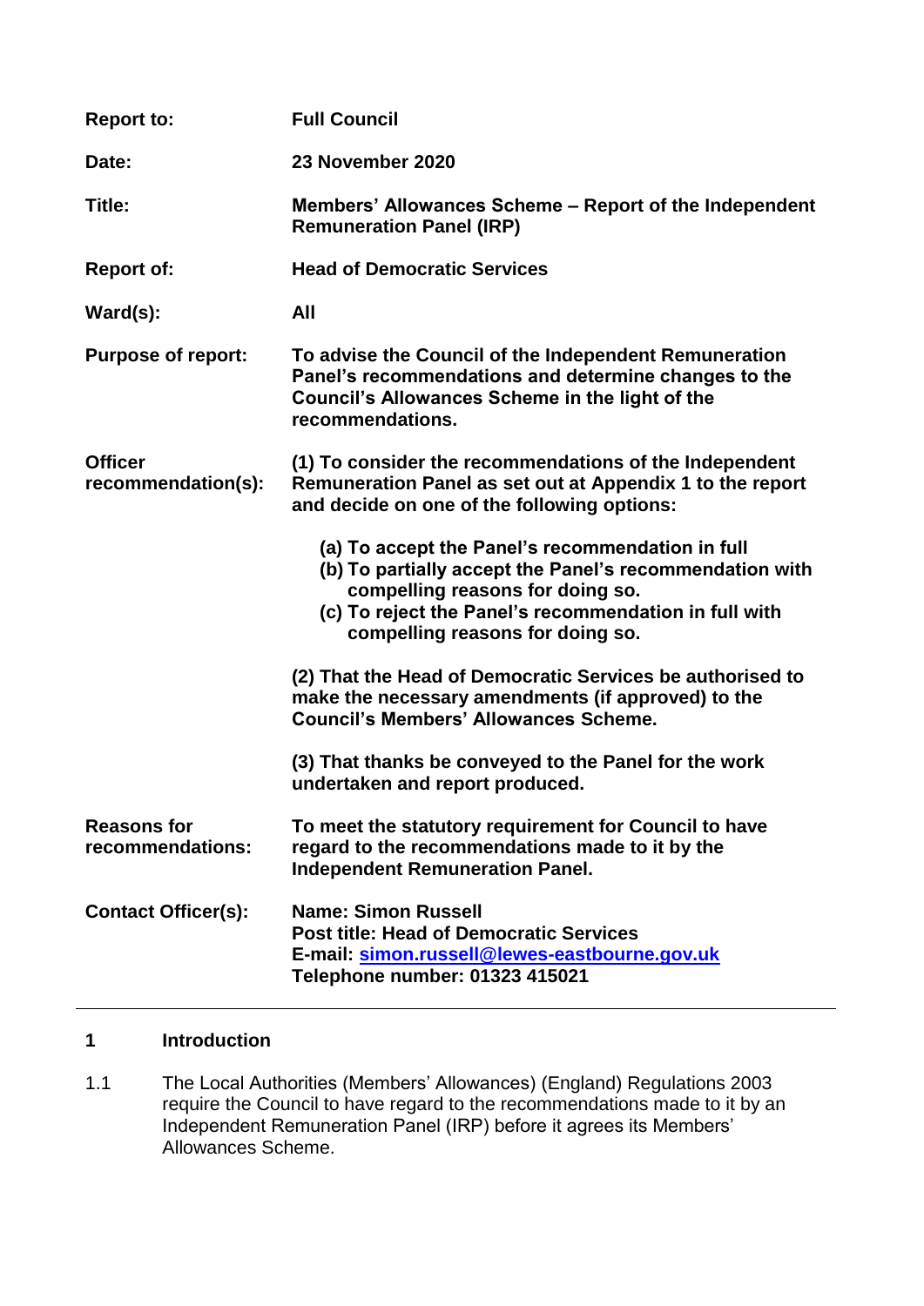| | |
|---|---|
| **Report to:** | **Full Council** |
| **Date:** | **23 November 2020** |
| **Title:** | **Members' Allowances Scheme – Report of the Independent Remuneration Panel (IRP)** |
| **Report of:** | **Head of Democratic Services** |
| **Ward(s):** | **All** |
| **Purpose of report:** | **To advise the Council of the Independent Remuneration Panel's recommendations and determine changes to the Council's Allowances Scheme in the light of the recommendations.** |
| **Officer recommendation(s):** | **(1) To consider the recommendations of the Independent Remuneration Panel as set out at Appendix 1 to the report and decide on one of the following options:**<br><br>**(a) To accept the Panel's recommendation in full**<br>**(b) To partially accept the Panel's recommendation with compelling reasons for doing so.**<br>**(c) To reject the Panel's recommendation in full with compelling reasons for doing so.**<br><br>**(2) That the Head of Democratic Services be authorised to make the necessary amendments (if approved) to the Council's Members' Allowances Scheme.**<br><br>**(3) That thanks be conveyed to the Panel for the work undertaken and report produced.** |
| **Reasons for recommendations:** | **To meet the statutory requirement for Council to have regard to the recommendations made to it by the Independent Remuneration Panel.** |
| **Contact Officer(s):** | **Name: Simon Russell**<br>**Post title: Head of Democratic Services**<br>**E-mail: simon.russell@lewes-eastbourne.gov.uk**<br>**Telephone number: 01323 415021** |

## 1 Introduction

1.1 The Local Authorities (Members' Allowances) (England) Regulations 2003 require the Council to have regard to the recommendations made to it by an Independent Remuneration Panel (IRP) before it agrees its Members' Allowances Scheme.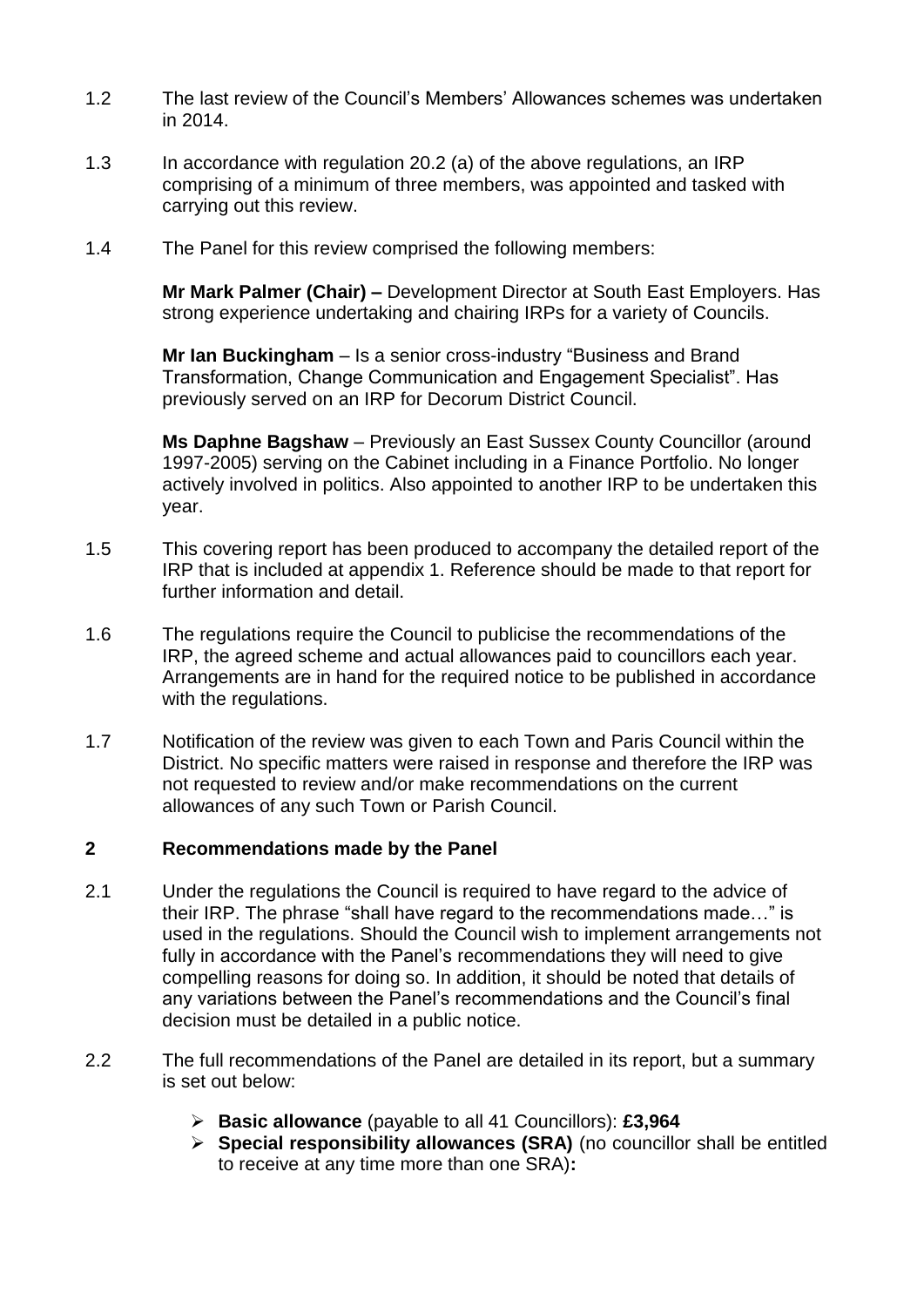1.2 The last review of the Council's Members' Allowances schemes was undertaken in 2014.

1.3 In accordance with regulation 20.2 (a) of the above regulations, an IRP comprising of a minimum of three members, was appointed and tasked with carrying out this review.

1.4 The Panel for this review comprised the following members:

**Mr Mark Palmer (Chair) –** Development Director at South East Employers. Has strong experience undertaking and chairing IRPs for a variety of Councils.

**Mr Ian Buckingham** – Is a senior cross-industry "Business and Brand Transformation, Change Communication and Engagement Specialist". Has previously served on an IRP for Decorum District Council.

**Ms Daphne Bagshaw** – Previously an East Sussex County Councillor (around 1997-2005) serving on the Cabinet including in a Finance Portfolio. No longer actively involved in politics. Also appointed to another IRP to be undertaken this year.

1.5 This covering report has been produced to accompany the detailed report of the IRP that is included at appendix 1. Reference should be made to that report for further information and detail.

1.6 The regulations require the Council to publicise the recommendations of the IRP, the agreed scheme and actual allowances paid to councillors each year. Arrangements are in hand for the required notice to be published in accordance with the regulations.

1.7 Notification of the review was given to each Town and Paris Council within the District. No specific matters were raised in response and therefore the IRP was not requested to review and/or make recommendations on the current allowances of any such Town or Parish Council.

## 2 Recommendations made by the Panel

2.1 Under the regulations the Council is required to have regard to the advice of their IRP. The phrase "shall have regard to the recommendations made…" is used in the regulations. Should the Council wish to implement arrangements not fully in accordance with the Panel's recommendations they will need to give compelling reasons for doing so. In addition, it should be noted that details of any variations between the Panel's recommendations and the Council's final decision must be detailed in a public notice.

2.2 The full recommendations of the Panel are detailed in its report, but a summary is set out below:

- **Basic allowance** (payable to all 41 Councillors): **£3,964**
- **Special responsibility allowances (SRA)** (no councillor shall be entitled to receive at any time more than one SRA)**:**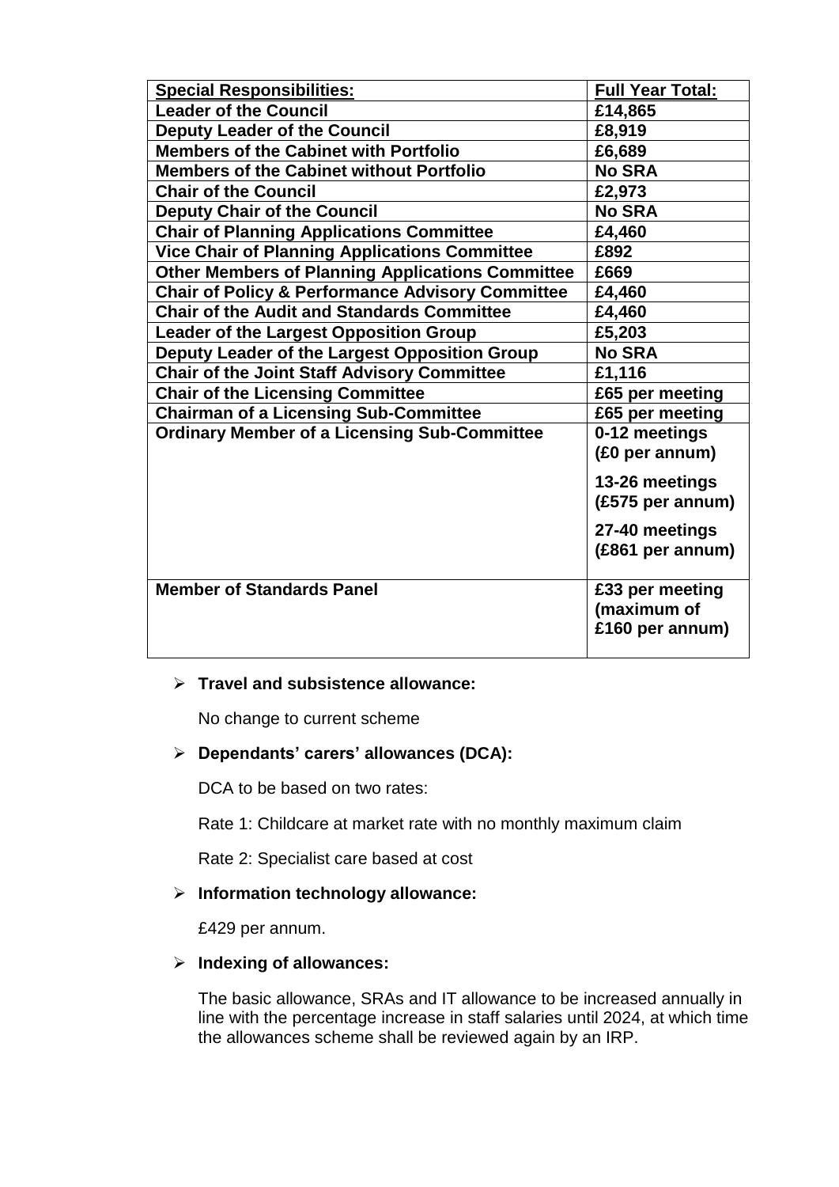| Special Responsibilities: | Full Year Total: |
|---|---|
| **Leader of the Council** | **£14,865** |
| **Deputy Leader of the Council** | **£8,919** |
| **Members of the Cabinet with Portfolio** | **£6,689** |
| **Members of the Cabinet without Portfolio** | **No SRA** |
| **Chair of the Council** | **£2,973** |
| **Deputy Chair of the Council** | **No SRA** |
| **Chair of Planning Applications Committee** | **£4,460** |
| **Vice Chair of Planning Applications Committee** | **£892** |
| **Other Members of Planning Applications Committee** | **£669** |
| **Chair of Policy & Performance Advisory Committee** | **£4,460** |
| **Chair of the Audit and Standards Committee** | **£4,460** |
| **Leader of the Largest Opposition Group** | **£5,203** |
| **Deputy Leader of the Largest Opposition Group** | **No SRA** |
| **Chair of the Joint Staff Advisory Committee** | **£1,116** |
| **Chair of the Licensing Committee** | **£65 per meeting** |
| **Chairman of a Licensing Sub-Committee** | **£65 per meeting** |
| **Ordinary Member of a Licensing Sub-Committee** | **0-12 meetings (£0 per annum)**<br>**13-26 meetings (£575 per annum)**<br>**27-40 meetings (£861 per annum)** |
| **Member of Standards Panel** | **£33 per meeting (maximum of £160 per annum)** |

- **Travel and subsistence allowance:**

  No change to current scheme

- **Dependants' carers' allowances (DCA):**

  DCA to be based on two rates:

  Rate 1: Childcare at market rate with no monthly maximum claim

  Rate 2: Specialist care based at cost

- **Information technology allowance:**

  £429 per annum.

- **Indexing of allowances:**

  The basic allowance, SRAs and IT allowance to be increased annually in line with the percentage increase in staff salaries until 2024, at which time the allowances scheme shall be reviewed again by an IRP.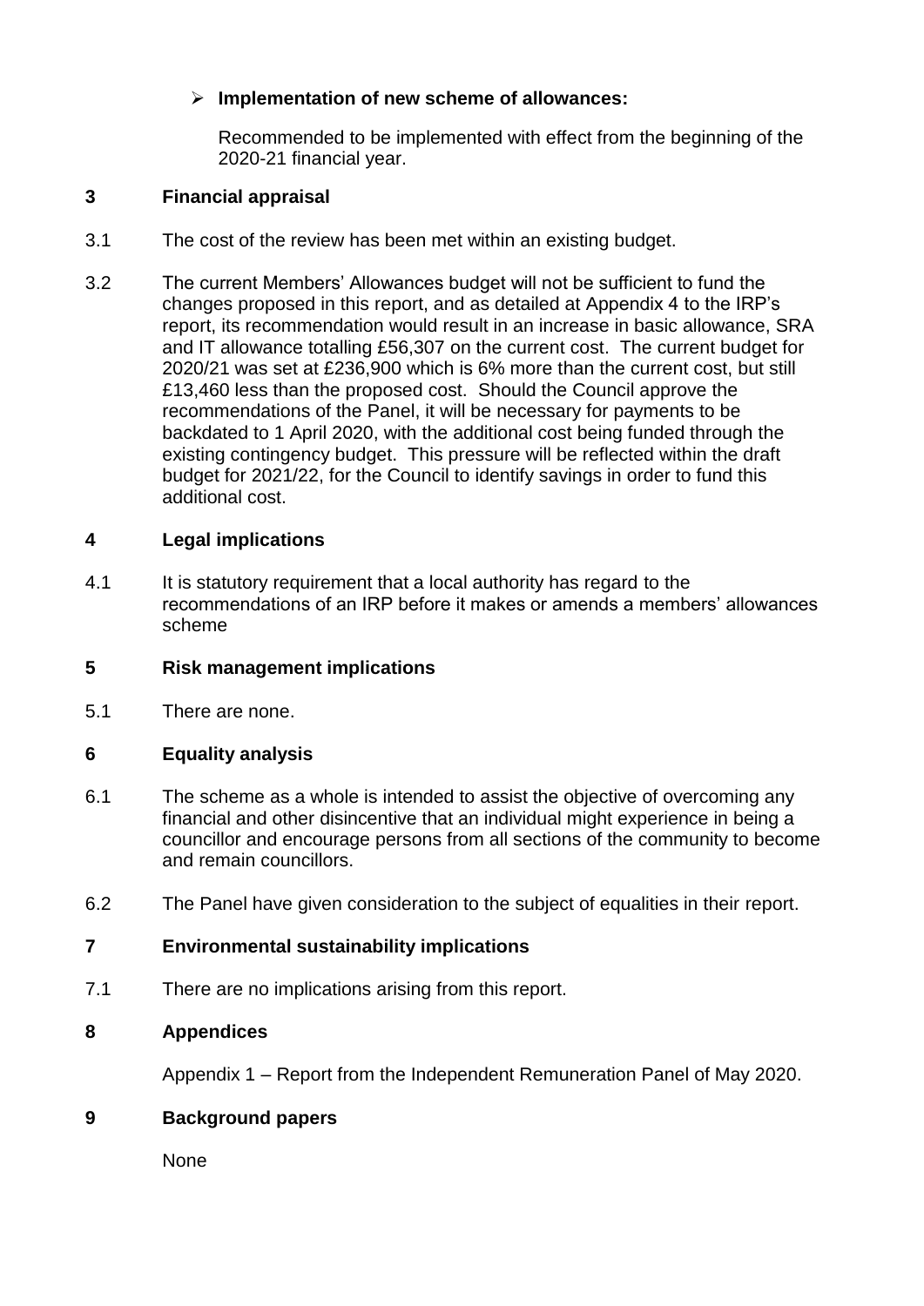- **Implementation of new scheme of allowances:**

  Recommended to be implemented with effect from the beginning of the 2020-21 financial year.

## 3 Financial appraisal

3.1 The cost of the review has been met within an existing budget.

3.2 The current Members' Allowances budget will not be sufficient to fund the changes proposed in this report, and as detailed at Appendix 4 to the IRP's report, its recommendation would result in an increase in basic allowance, SRA and IT allowance totalling £56,307 on the current cost. The current budget for 2020/21 was set at £236,900 which is 6% more than the current cost, but still £13,460 less than the proposed cost. Should the Council approve the recommendations of the Panel, it will be necessary for payments to be backdated to 1 April 2020, with the additional cost being funded through the existing contingency budget. This pressure will be reflected within the draft budget for 2021/22, for the Council to identify savings in order to fund this additional cost.

## 4 Legal implications

4.1 It is statutory requirement that a local authority has regard to the recommendations of an IRP before it makes or amends a members' allowances scheme

## 5 Risk management implications

5.1 There are none.

## 6 Equality analysis

6.1 The scheme as a whole is intended to assist the objective of overcoming any financial and other disincentive that an individual might experience in being a councillor and encourage persons from all sections of the community to become and remain councillors.

6.2 The Panel have given consideration to the subject of equalities in their report.

## 7 Environmental sustainability implications

7.1 There are no implications arising from this report.

## 8 Appendices

Appendix 1 – Report from the Independent Remuneration Panel of May 2020.

## 9 Background papers

None